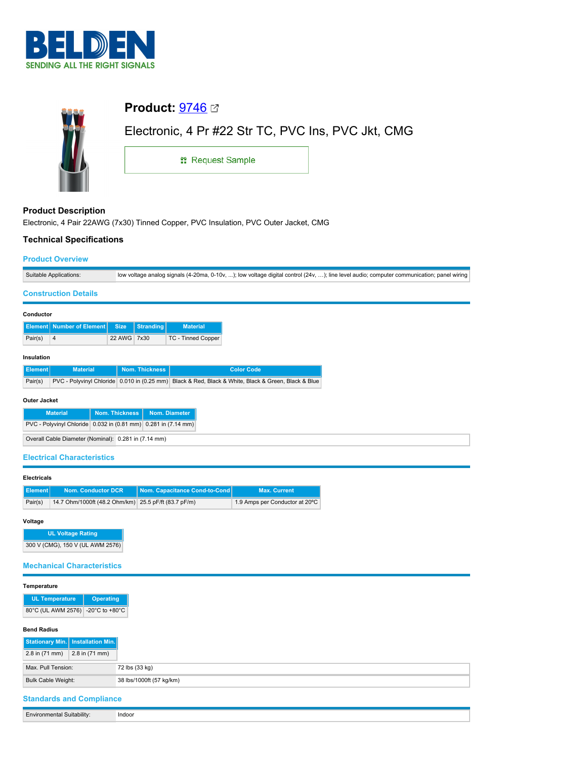# Product: 9746

## Electronic, 4 Pr #22 Str TC, PVC Ins, PVC Jkt, CMG

Request Sample

### Product Description

Electronic, 4 Pair 22AWG (7x30) Tinned Copper, PVC Insulation, PVC Outer Jacket, CMG

### Technical Specifications

#### Product Overview

| | |
|---|---|
| Suitable Applications: | low voltage analog signals (4-20ma, 0-10v, ...); low voltage digital control (24v, ...); line level audio; computer communication; panel wiring |

#### Construction Details

**Conductor**

| Element | Number of Element | Size | Stranding | Material |
|---|---|---|---|---|
| Pair(s) | 4 | 22 AWG | 7x30 | TC - Tinned Copper |

**Insulation**

| Element | Material | Nom. Thickness | Color Code |
|---|---|---|---|
| Pair(s) | PVC - Polyvinyl Chloride | 0.010 in (0.25 mm) | Black & Red, Black & White, Black & Green, Black & Blue |

**Outer Jacket**

| Material | Nom. Thickness | Nom. Diameter |
|---|---|---|
| PVC - Polyvinyl Chloride | 0.032 in (0.81 mm) | 0.281 in (7.14 mm) |

| | |
|---|---|
| Overall Cable Diameter (Nominal): | 0.281 in (7.14 mm) |

#### Electrical Characteristics

**Electricals**

| Element | Nom. Conductor DCR | Nom. Capacitance Cond-to-Cond | Max. Current |
|---|---|---|---|
| Pair(s) | 14.7 Ohm/1000ft (48.2 Ohm/km) | 25.5 pF/ft (83.7 pF/m) | 1.9 Amps per Conductor at 20ºC |

**Voltage**

| UL Voltage Rating |
|---|
| 300 V (CMG), 150 V (UL AWM 2576) |

#### Mechanical Characteristics

**Temperature**

| UL Temperature | Operating |
|---|---|
| 80°C (UL AWM 2576) | -20°C to +80°C |

**Bend Radius**

| Stationary Min. | Installation Min. |
|---|---|
| 2.8 in (71 mm) | 2.8 in (71 mm) |

| | |
|---|---|
| Max. Pull Tension: | 72 lbs (33 kg) |
| Bulk Cable Weight: | 38 lbs/1000ft (57 kg/km) |

#### Standards and Compliance

| | |
|---|---|
| Environmental Suitability: | Indoor |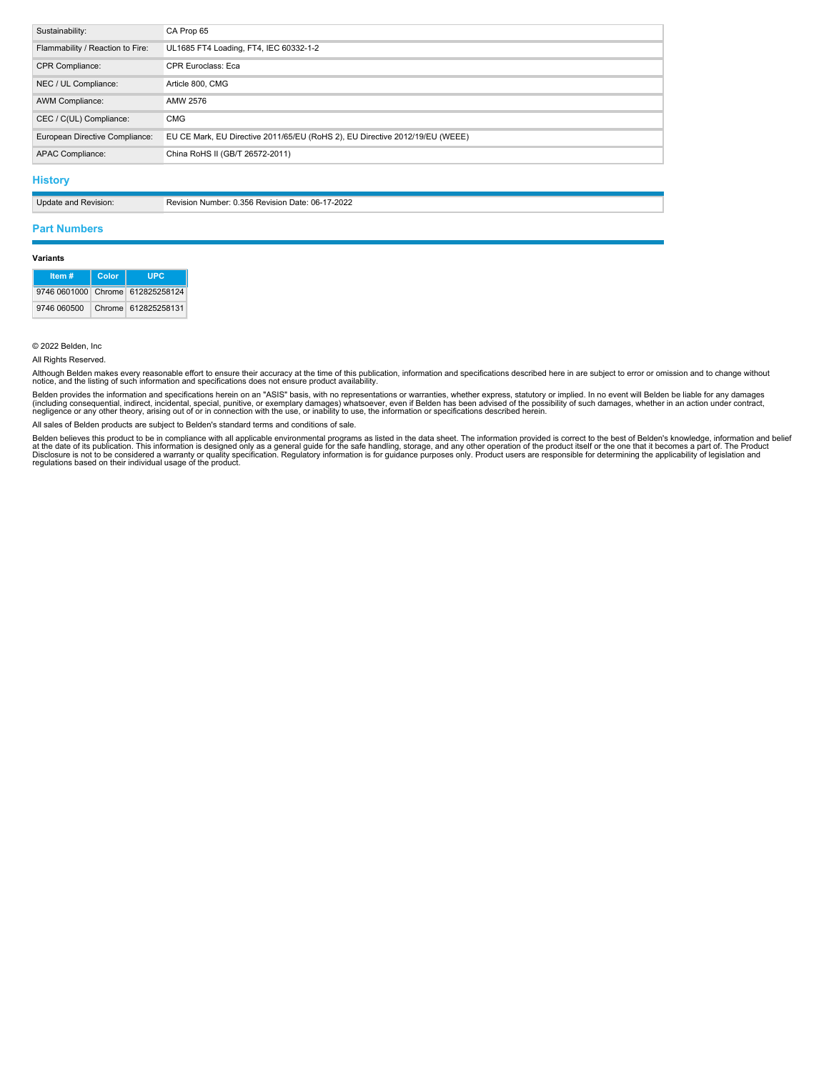| | |
|---|---|
| Sustainability: | CA Prop 65 |
| Flammability / Reaction to Fire: | UL1685 FT4 Loading, FT4, IEC 60332-1-2 |
| CPR Compliance: | CPR Euroclass: Eca |
| NEC / UL Compliance: | Article 800, CMG |
| AWM Compliance: | AMW 2576 |
| CEC / C(UL) Compliance: | CMG |
| European Directive Compliance: | EU CE Mark, EU Directive 2011/65/EU (RoHS 2), EU Directive 2012/19/EU (WEEE) |
| APAC Compliance: | China RoHS II (GB/T 26572-2011) |

## History

| | |
|---|---|
| Update and Revision: | Revision Number: 0.356 Revision Date: 06-17-2022 |

## Part Numbers

**Variants**

| Item # | Color | UPC |
|---|---|---|
| 9746 0601000 | Chrome | 612825258124 |
| 9746 060500 | Chrome | 612825258131 |

© 2022 Belden, Inc

All Rights Reserved.

Although Belden makes every reasonable effort to ensure their accuracy at the time of this publication, information and specifications described here in are subject to error or omission and to change without notice, and the listing of such information and specifications does not ensure product availability.

Belden provides the information and specifications herein on an "ASIS" basis, with no representations or warranties, whether express, statutory or implied. In no event will Belden be liable for any damages (including consequential, indirect, incidental, special, punitive, or exemplary damages) whatsoever, even if Belden has been advised of the possibility of such damages, whether in an action under contract, negligence or any other theory, arising out of or in connection with the use, or inability to use, the information or specifications described herein.

All sales of Belden products are subject to Belden's standard terms and conditions of sale.

Belden believes this product to be in compliance with all applicable environmental programs as listed in the data sheet. The information provided is correct to the best of Belden's knowledge, information and belief at the date of its publication. This information is designed only as a general guide for the safe handling, storage, and any other operation of the product itself or the one that it becomes a part of. The Product Disclosure is not to be considered a warranty or quality specification. Regulatory information is for guidance purposes only. Product users are responsible for determining the applicability of legislation and regulations based on their individual usage of the product.